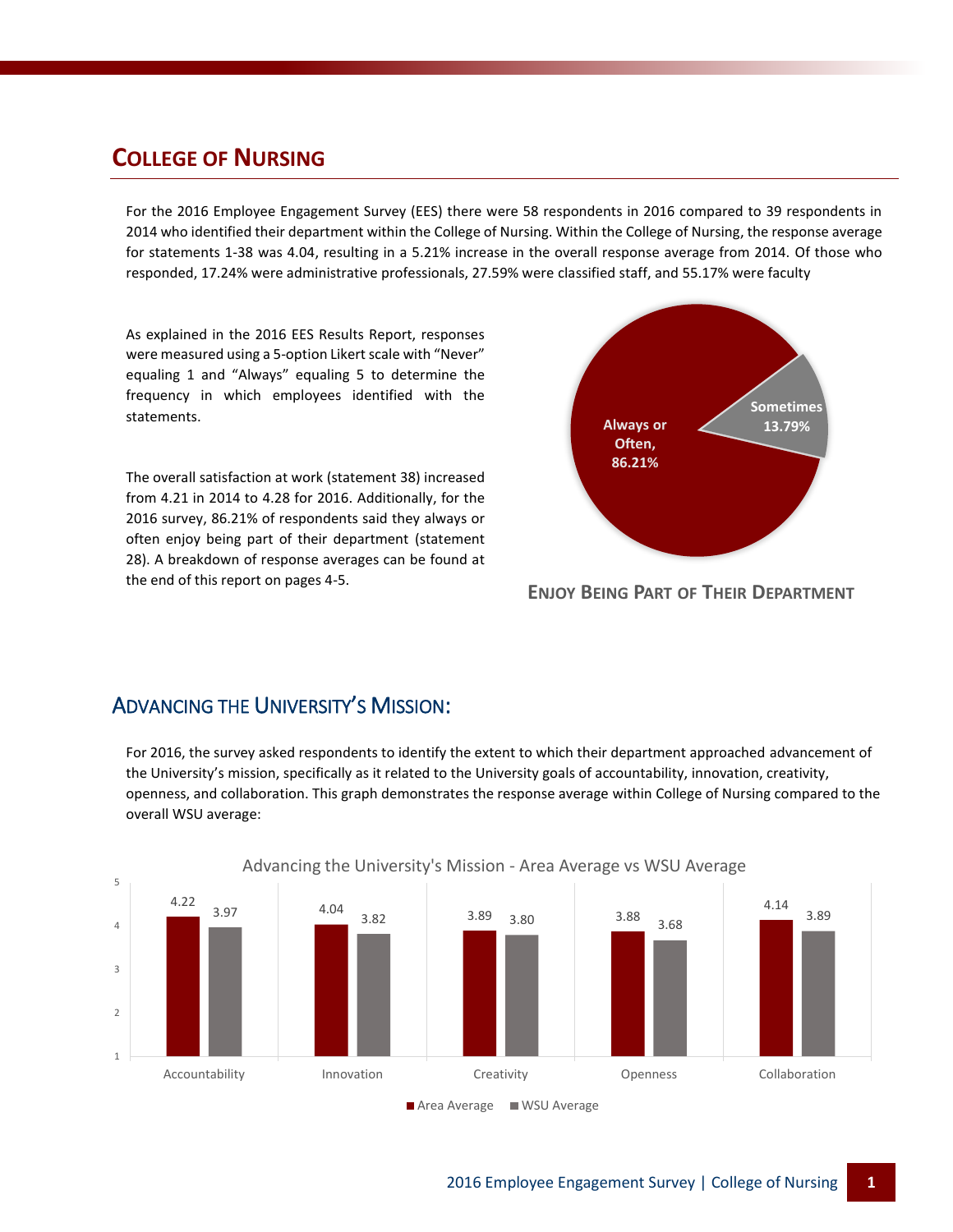## College of Nursing

For the 2016 Employee Engagement Survey (EES) there were 58 respondents in 2016 compared to 39 respondents in 2014 who identified their department within the College of Nursing. Within the College of Nursing, the response average for statements 1-38 was 4.04, resulting in a 5.21% increase in the overall response average from 2014. Of those who responded, 17.24% were administrative professionals, 27.59% were classified staff, and 55.17% were faculty

As explained in the 2016 EES Results Report, responses were measured using a 5-option Likert scale with "Never" equaling 1 and "Always" equaling 5 to determine the frequency in which employees identified with the statements.

The overall satisfaction at work (statement 38) increased from 4.21 in 2014 to 4.28 for 2016. Additionally, for the 2016 survey, 86.21% of respondents said they always or often enjoy being part of their department (statement 28). A breakdown of response averages can be found at the end of this report on pages 4-5.

| Response | Percentage |
| --- | --- |
| Always or Often | 86.21% |
| Sometimes | 13.79% |

**Enjoy Being Part of Their Department**

## Advancing the University's Mission:

For 2016, the survey asked respondents to identify the extent to which their department approached advancement of the University's mission, specifically as it related to the University goals of accountability, innovation, creativity, openness, and collaboration. This graph demonstrates the response average within College of Nursing compared to the overall WSU average:

Advancing the University's Mission - Area Average vs WSU Average

| | Area Average | WSU Average |
| --- | --- | --- |
| Accountability | 4.22 | 3.97 |
| Innovation | 4.04 | 3.82 |
| Creativity | 3.89 | 3.80 |
| Openness | 3.88 | 3.68 |
| Collaboration | 4.14 | 3.89 |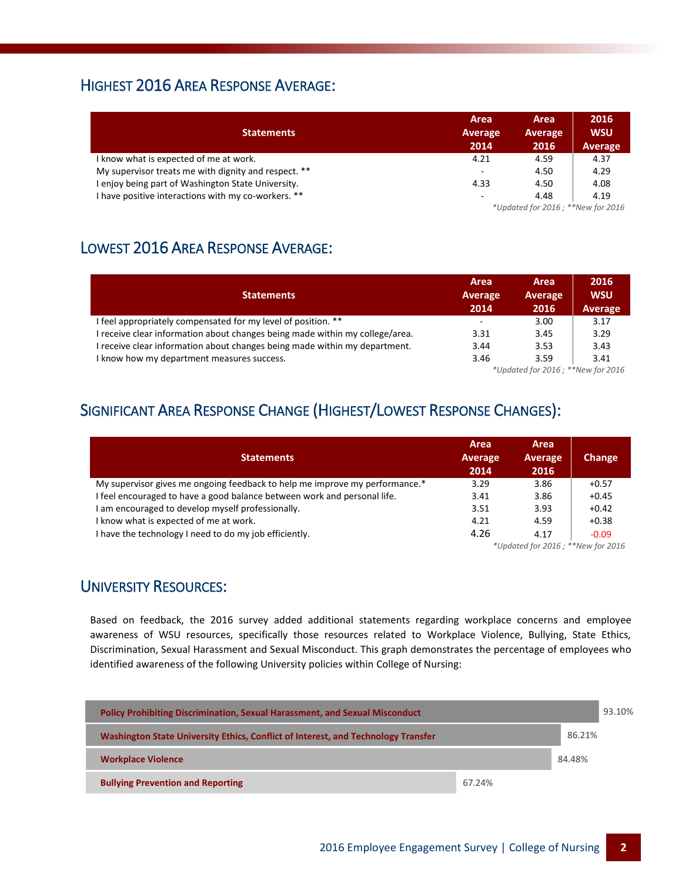## Highest 2016 Area Response Average:

| Statements | Area Average 2014 | Area Average 2016 | 2016 WSU Average |
|---|---|---|---|
| I know what is expected of me at work. | 4.21 | 4.59 | 4.37 |
| My supervisor treats me with dignity and respect. ** | - | 4.50 | 4.29 |
| I enjoy being part of Washington State University. | 4.33 | 4.50 | 4.08 |
| I have positive interactions with my co-workers. ** | - | 4.48 | 4.19 |

*\*Updated for 2016 ; \*\*New for 2016*

## Lowest 2016 Area Response Average:

| Statements | Area Average 2014 | Area Average 2016 | 2016 WSU Average |
|---|---|---|---|
| I feel appropriately compensated for my level of position. ** | - | 3.00 | 3.17 |
| I receive clear information about changes being made within my college/area. | 3.31 | 3.45 | 3.29 |
| I receive clear information about changes being made within my department. | 3.44 | 3.53 | 3.43 |
| I know how my department measures success. | 3.46 | 3.59 | 3.41 |

*\*Updated for 2016 ; \*\*New for 2016*

## Significant Area Response Change (Highest/Lowest Response Changes):

| Statements | Area Average 2014 | Area Average 2016 | Change |
|---|---|---|---|
| My supervisor gives me ongoing feedback to help me improve my performance.* | 3.29 | 3.86 | +0.57 |
| I feel encouraged to have a good balance between work and personal life. | 3.41 | 3.86 | +0.45 |
| I am encouraged to develop myself professionally. | 3.51 | 3.93 | +0.42 |
| I know what is expected of me at work. | 4.21 | 4.59 | +0.38 |
| I have the technology I need to do my job efficiently. | 4.26 | 4.17 | -0.09 |

*\*Updated for 2016 ; \*\*New for 2016*

## University Resources:

Based on feedback, the 2016 survey added additional statements regarding workplace concerns and employee awareness of WSU resources, specifically those resources related to Workplace Violence, Bullying, State Ethics, Discrimination, Sexual Harassment and Sexual Misconduct. This graph demonstrates the percentage of employees who identified awareness of the following University policies within College of Nursing:

| Policy | Awareness |
|---|---|
| Policy Prohibiting Discrimination, Sexual Harassment, and Sexual Misconduct | 93.10% |
| Washington State University Ethics, Conflict of Interest, and Technology Transfer | 86.21% |
| Workplace Violence | 84.48% |
| Bullying Prevention and Reporting | 67.24% |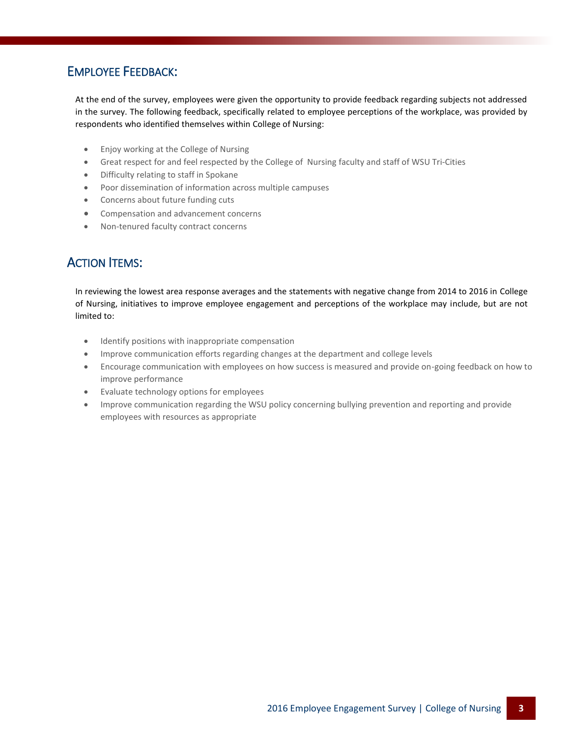## Employee Feedback:

At the end of the survey, employees were given the opportunity to provide feedback regarding subjects not addressed in the survey. The following feedback, specifically related to employee perceptions of the workplace, was provided by respondents who identified themselves within College of Nursing:

- Enjoy working at the College of Nursing
- Great respect for and feel respected by the College of Nursing faculty and staff of WSU Tri-Cities
- Difficulty relating to staff in Spokane
- Poor dissemination of information across multiple campuses
- Concerns about future funding cuts
- Compensation and advancement concerns
- Non-tenured faculty contract concerns

## Action Items:

In reviewing the lowest area response averages and the statements with negative change from 2014 to 2016 in College of Nursing, initiatives to improve employee engagement and perceptions of the workplace may include, but are not limited to:

- Identify positions with inappropriate compensation
- Improve communication efforts regarding changes at the department and college levels
- Encourage communication with employees on how success is measured and provide on-going feedback on how to improve performance
- Evaluate technology options for employees
- Improve communication regarding the WSU policy concerning bullying prevention and reporting and provide employees with resources as appropriate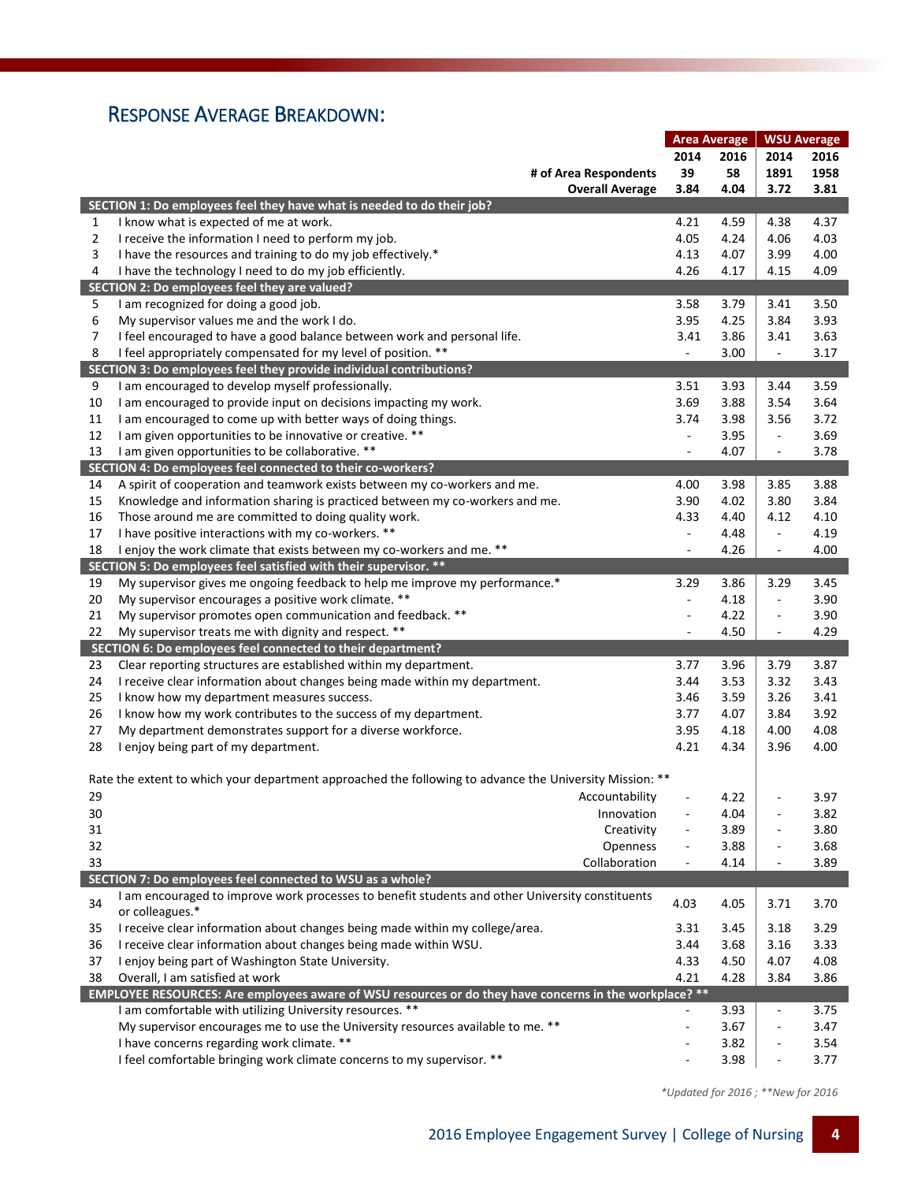## Response Average Breakdown:

| # | Item | Area Average 2014 | Area Average 2016 | WSU Average 2014 | WSU Average 2016 |
|---|---|---|---|---|---|
| | **# of Area Respondents** | **39** | **58** | **1891** | **1958** |
| | **Overall Average** | **3.84** | **4.04** | **3.72** | **3.81** |
| | **SECTION 1: Do employees feel they have what is needed to do their job?** | | | | |
| 1 | I know what is expected of me at work. | 4.21 | 4.59 | 4.38 | 4.37 |
| 2 | I receive the information I need to perform my job. | 4.05 | 4.24 | 4.06 | 4.03 |
| 3 | I have the resources and training to do my job effectively.* | 4.13 | 4.07 | 3.99 | 4.00 |
| 4 | I have the technology I need to do my job efficiently. | 4.26 | 4.17 | 4.15 | 4.09 |
| | **SECTION 2: Do employees feel they are valued?** | | | | |
| 5 | I am recognized for doing a good job. | 3.58 | 3.79 | 3.41 | 3.50 |
| 6 | My supervisor values me and the work I do. | 3.95 | 4.25 | 3.84 | 3.93 |
| 7 | I feel encouraged to have a good balance between work and personal life. | 3.41 | 3.86 | 3.41 | 3.63 |
| 8 | I feel appropriately compensated for my level of position. ** | - | 3.00 | - | 3.17 |
| | **SECTION 3: Do employees feel they provide individual contributions?** | | | | |
| 9 | I am encouraged to develop myself professionally. | 3.51 | 3.93 | 3.44 | 3.59 |
| 10 | I am encouraged to provide input on decisions impacting my work. | 3.69 | 3.88 | 3.54 | 3.64 |
| 11 | I am encouraged to come up with better ways of doing things. | 3.74 | 3.98 | 3.56 | 3.72 |
| 12 | I am given opportunities to be innovative or creative. ** | - | 3.95 | - | 3.69 |
| 13 | I am given opportunities to be collaborative. ** | - | 4.07 | - | 3.78 |
| | **SECTION 4: Do employees feel they are connected to their co-workers?** | | | | |
| 14 | A spirit of cooperation and teamwork exists between my co-workers and me. | 4.00 | 3.98 | 3.85 | 3.88 |
| 15 | Knowledge and information sharing is practiced between my co-workers and me. | 3.90 | 4.02 | 3.80 | 3.84 |
| 16 | Those around me are committed to doing quality work. | 4.33 | 4.40 | 4.12 | 4.10 |
| 17 | I have positive interactions with my co-workers. ** | - | 4.48 | - | 4.19 |
| 18 | I enjoy the work climate that exists between my co-workers and me. ** | - | 4.26 | - | 4.00 |
| | **SECTION 5: Do employees feel satisfied with their supervisor. \*\*** | | | | |
| 19 | My supervisor gives me ongoing feedback to help me improve my performance.* | 3.29 | 3.86 | 3.29 | 3.45 |
| 20 | My supervisor encourages a positive work climate. ** | - | 4.18 | - | 3.90 |
| 21 | My supervisor promotes open communication and feedback. ** | - | 4.22 | - | 3.90 |
| 22 | My supervisor treats me with dignity and respect. ** | - | 4.50 | - | 4.29 |
| | **SECTION 6: Do employees feel connected to their department?** | | | | |
| 23 | Clear reporting structures are established within my department. | 3.77 | 3.96 | 3.79 | 3.87 |
| 24 | I receive clear information about changes being made within my department. | 3.44 | 3.53 | 3.32 | 3.43 |
| 25 | I know how my department measures success. | 3.46 | 3.59 | 3.26 | 3.41 |
| 26 | I know how my work contributes to the success of my department. | 3.77 | 4.07 | 3.84 | 3.92 |
| 27 | My department demonstrates support for a diverse workforce. | 3.95 | 4.18 | 4.00 | 4.08 |
| 28 | I enjoy being part of my department. | 4.21 | 4.34 | 3.96 | 4.00 |
| | Rate the extent to which your department approached the following to advance the University Mission: ** | | | | |
| 29 | Accountability | - | 4.22 | - | 3.97 |
| 30 | Innovation | - | 4.04 | - | 3.82 |
| 31 | Creativity | - | 3.89 | - | 3.80 |
| 32 | Openness | - | 3.88 | - | 3.68 |
| 33 | Collaboration | - | 4.14 | - | 3.89 |
| | **SECTION 7: Do employees feel connected to WSU as a whole?** | | | | |
| 34 | I am encouraged to improve work processes to benefit students and other University constituents or colleagues.* | 4.03 | 4.05 | 3.71 | 3.70 |
| 35 | I receive clear information about changes being made within my college/area. | 3.31 | 3.45 | 3.18 | 3.29 |
| 36 | I receive clear information about changes being made within WSU. | 3.44 | 3.68 | 3.16 | 3.33 |
| 37 | I enjoy being part of Washington State University. | 4.33 | 4.50 | 4.07 | 4.08 |
| 38 | Overall, I am satisfied at work | 4.21 | 4.28 | 3.84 | 3.86 |
| | **EMPLOYEE RESOURCES: Are employees aware of WSU resources or do they have concerns in the workplace? \*\*** | | | | |
| | I am comfortable with utilizing University resources. ** | - | 3.93 | - | 3.75 |
| | My supervisor encourages me to use the University resources available to me. ** | - | 3.67 | - | 3.47 |
| | I have concerns regarding work climate. ** | - | 3.82 | - | 3.54 |
| | I feel comfortable bringing work climate concerns to my supervisor. ** | - | 3.98 | - | 3.77 |

*\*Updated for 2016 ; \*\*New for 2016*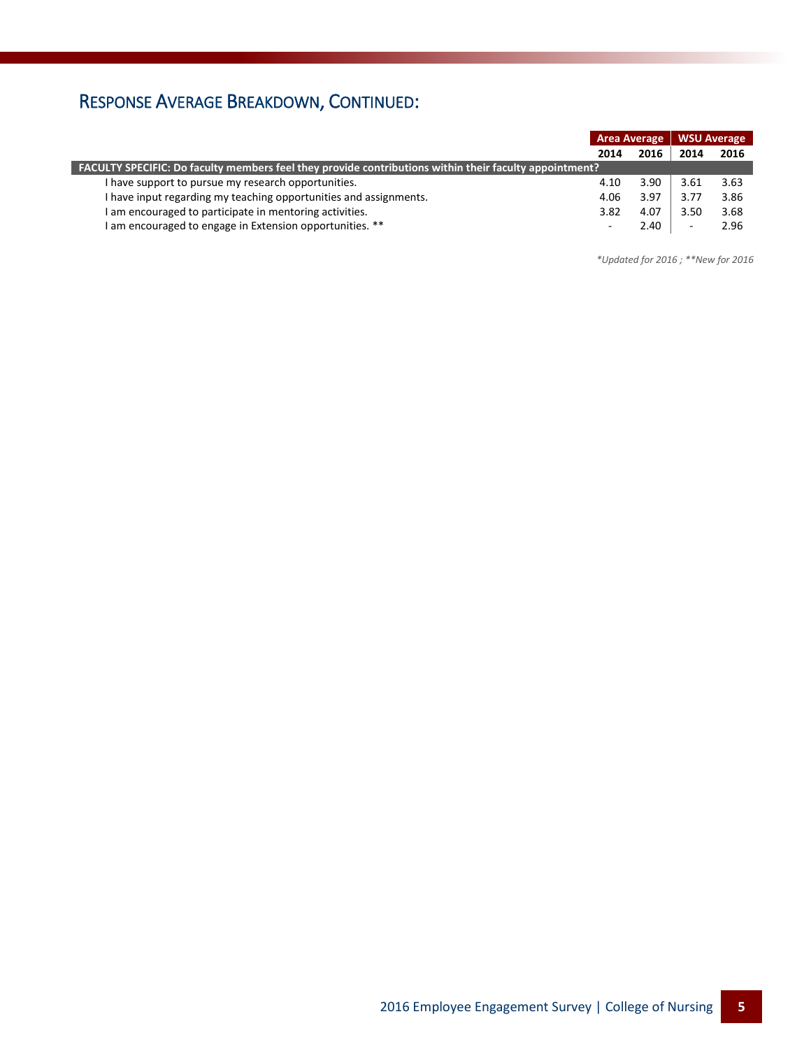## Response Average Breakdown, Continued:

| | Area Average | | WSU Average | |
|---|---|---|---|---|
| | 2014 | 2016 | 2014 | 2016 |
| **FACULTY SPECIFIC: Do faculty members feel they provide contributions within their faculty appointment?** | | | | |
| I have support to pursue my research opportunities. | 4.10 | 3.90 | 3.61 | 3.63 |
| I have input regarding my teaching opportunities and assignments. | 4.06 | 3.97 | 3.77 | 3.86 |
| I am encouraged to participate in mentoring activities. | 3.82 | 4.07 | 3.50 | 3.68 |
| I am encouraged to engage in Extension opportunities. ** | - | 2.40 | - | 2.96 |

*\*Updated for 2016 ; \*\*New for 2016*